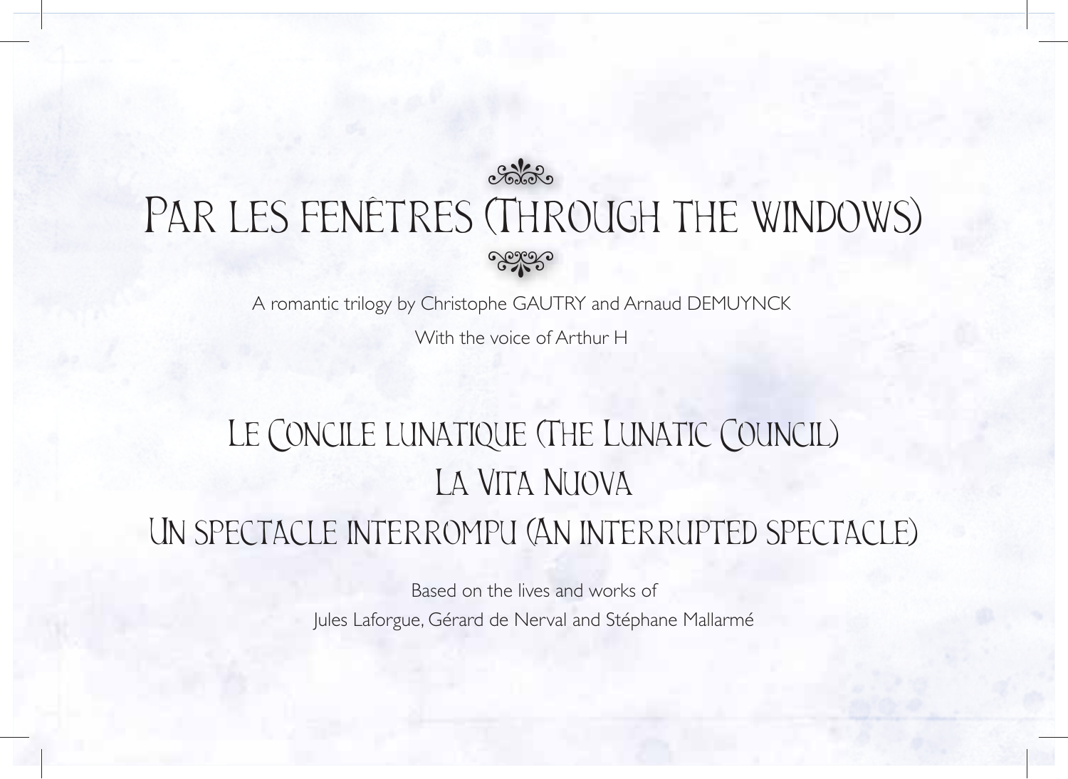# Par les fenêtres (Through the windows)

A romantic trilogy by Christophe GAUTRY and Arnaud DEMUYNCK

With the voice of Arthur H

## Le Concile lunatique (The Lunatic Council)

## La Vita Nuova

## Un spectacle interrompu (An interrupted spectacle)

Based on the lives and works of

Jules Laforgue, Gérard de Nerval and Stéphane Mallarmé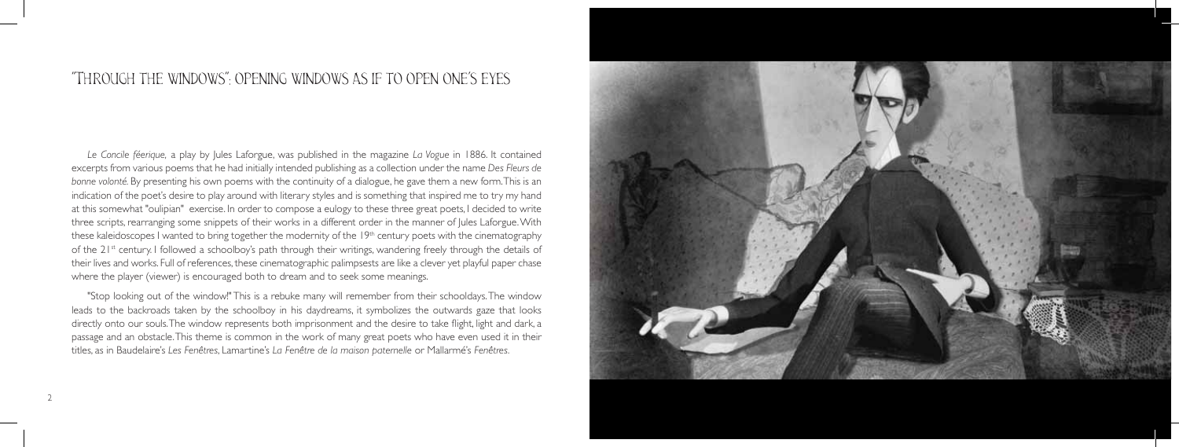# "Through the windows": opening windows as if to open one's eyes

*Le Concile féerique,* a play by Jules Laforgue, was published in the magazine *La Vogue* in 1886. It contained excerpts from various poems that he had initially intended publishing as a collection under the name *Des Fleurs de bonne volonté.* By presenting his own poems with the continuity of a dialogue, he gave them a new form. This is an indication of the poet's desire to play around with literary styles and is something that inspired me to try my hand at this somewhat "oulipian" exercise. In order to compose a eulogy to these three great poets, I decided to write three scripts, rearranging some snippets of their works in a different order in the manner of Jules Laforgue. With these kaleidoscopes I wanted to bring together the modernity of the 19th century poets with the cinematography of the 21st century. I followed a schoolboy's path through their writings, wandering freely through the details of their lives and works. Full of references, these cinematographic palimpsests are like a clever yet playful paper chase where the player (viewer) is encouraged both to dream and to seek some meanings.

"Stop looking out of the window!" This is a rebuke many will remember from their schooldays. The window leads to the backroads taken by the schoolboy in his daydreams, it symbolizes the outwards gaze that looks directly onto our souls. The window represents both imprisonment and the desire to take flight, light and dark, a passage and an obstacle. This theme is common in the work of many great poets who have even used it in their titles, as in Baudelaire's *Les Fenêtres*, Lamartine's *La Fenêtre de la maison paternelle* or Mallarmé's *Fenêtres*.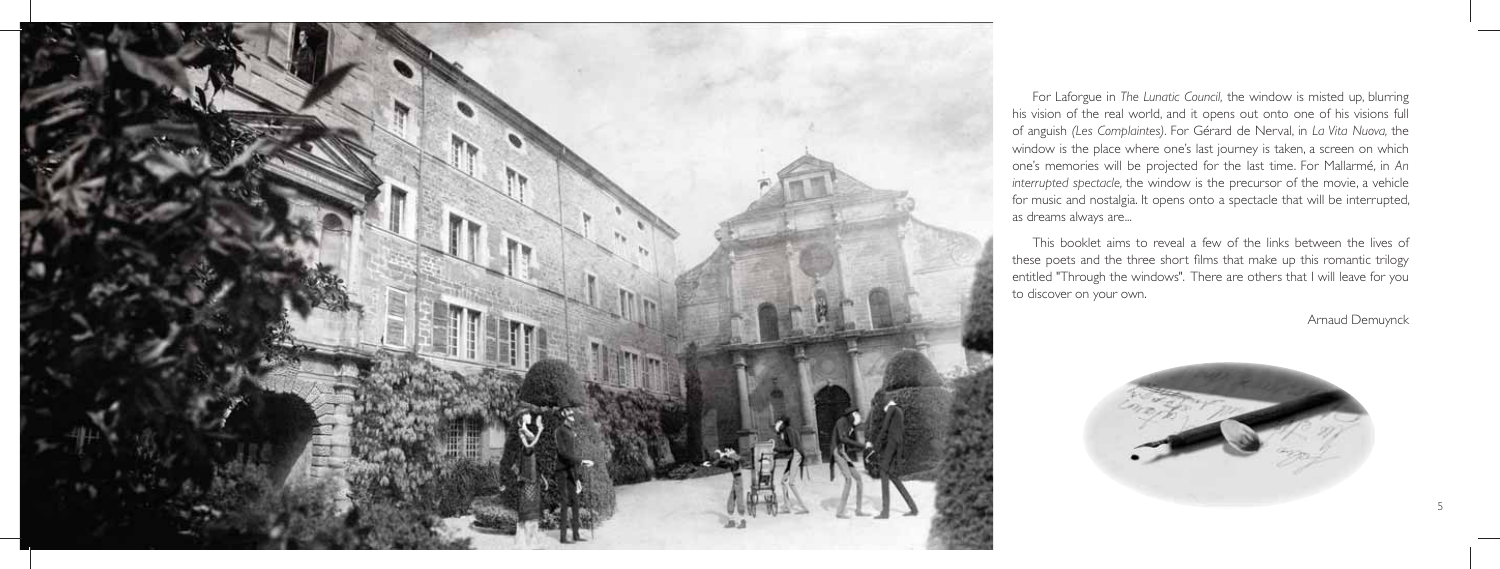For Laforgue in *The Lunatic Council,* the window is misted up, blurring his vision of the real world, and it opens out onto one of his visions full of anguish *(Les Complaintes)*. For Gérard de Nerval, in *La Vita Nuova,* the window is the place where one's last journey is taken, a screen on which one's memories will be projected for the last time. For Mallarmé, in *An interrupted spectacle,* the window is the precursor of the movie, a vehicle for music and nostalgia. It opens onto a spectacle that will be interrupted, as dreams always are...

This booklet aims to reveal a few of the links between the lives of these poets and the three short films that make up this romantic trilogy entitled "Through the windows". There are others that I will leave for you to discover on your own.

Arnaud Demuynck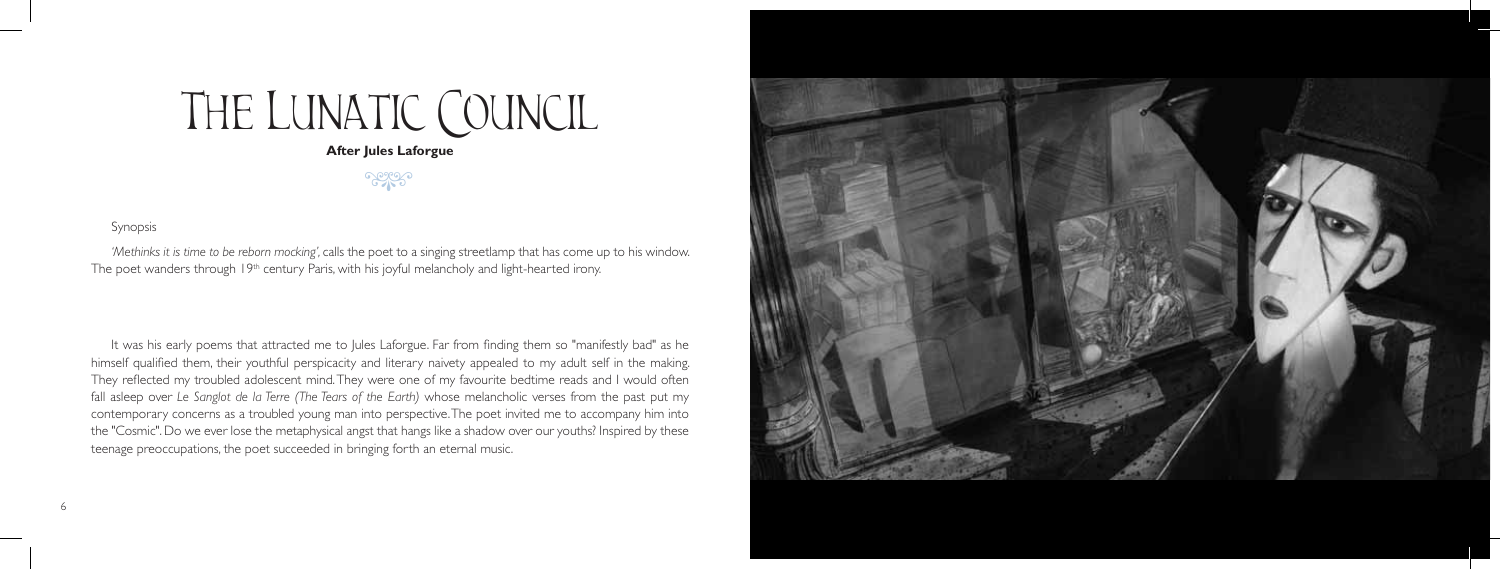# The Lunatic Council

**After Jules Laforgue**

Synopsis

*'Methinks it is time to be reborn mocking'*, calls the poet to a singing streetlamp that has come up to his window. The poet wanders through 19th century Paris, with his joyful melancholy and light-hearted irony.

It was his early poems that attracted me to Jules Laforgue. Far from finding them so "manifestly bad" as he himself qualified them, their youthful perspicacity and literary naivety appealed to my adult self in the making. They reflected my troubled adolescent mind. They were one of my favourite bedtime reads and I would often fall asleep over *Le Sanglot de la Terre (The Tears of the Earth)* whose melancholic verses from the past put my contemporary concerns as a troubled young man into perspective. The poet invited me to accompany him into the "Cosmic". Do we ever lose the metaphysical angst that hangs like a shadow over our youths? Inspired by these teenage preoccupations, the poet succeeded in bringing forth an eternal music.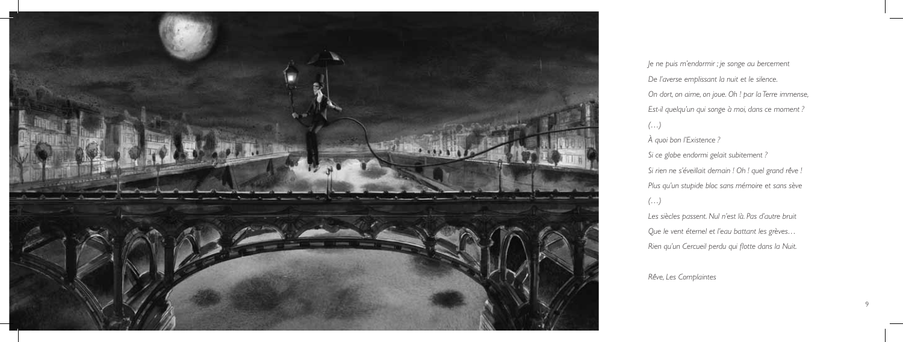*Je ne puis m'endormir ; je songe au bercement*
*De l'averse emplissant la nuit et le silence.*
*On dort, on aime, on joue. Oh ! par la Terre immense,*
*Est-il quelqu'un qui songe à moi, dans ce moment ?*
*(…)*
*À quoi bon l'Existence ?*
*Si ce globe endormi gelait subitement ?*
*Si rien ne s'éveillait demain ! Oh ! quel grand rêve !*
*Plus qu'un stupide bloc sans mémoire et sans sève*
*(…)*
*Les siècles passent. Nul n'est là. Pas d'autre bruit*
*Que le vent éternel et l'eau battant les grèves…*
*Rien qu'un Cercueil perdu qui flotte dans la Nuit.*

*Rêve, Les Complaintes*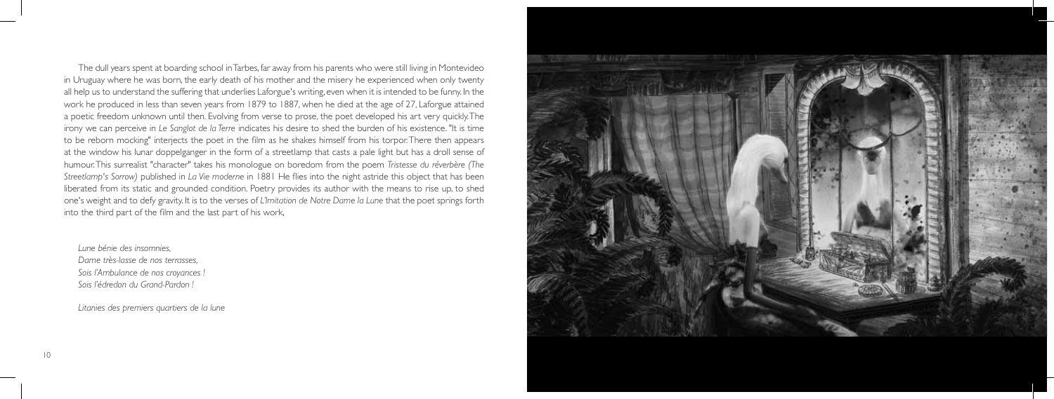The dull years spent at boarding school in Tarbes, far away from his parents who were still living in Montevideo in Uruguay where he was born, the early death of his mother and the misery he experienced when only twenty all help us to understand the suffering that underlies Laforgue's writing, even when it is intended to be funny. In the work he produced in less than seven years from 1879 to 1887, when he died at the age of 27, Laforgue attained a poetic freedom unknown until then. Evolving from verse to prose, the poet developed his art very quickly. The irony we can perceive in *Le Sanglot de la Terre* indicates his desire to shed the burden of his existence. "It is time to be reborn mocking" interjects the poet in the film as he shakes himself from his torpor. There then appears at the window his lunar doppelganger in the form of a streetlamp that casts a pale light but has a droll sense of humour. This surrealist "character" takes his monologue on boredom from the poem *Tristesse du réverbère (The Streetlamp's Sorrow)* published in *La Vie moderne* in 1881 He flies into the night astride this object that has been liberated from its static and grounded condition. Poetry provides its author with the means to rise up, to shed one's weight and to defy gravity. It is to the verses of *L'Imitation de Notre Dame la Lune* that the poet springs forth into the third part of the film and the last part of his work,

*Lune bénie des insomnies,*
*Dame très-lasse de nos terrasses,*
*Sois l'Ambulance de nos croyances !*
*Sois l'édredon du Grand-Pardon !*

*Litanies des premiers quartiers de la lune*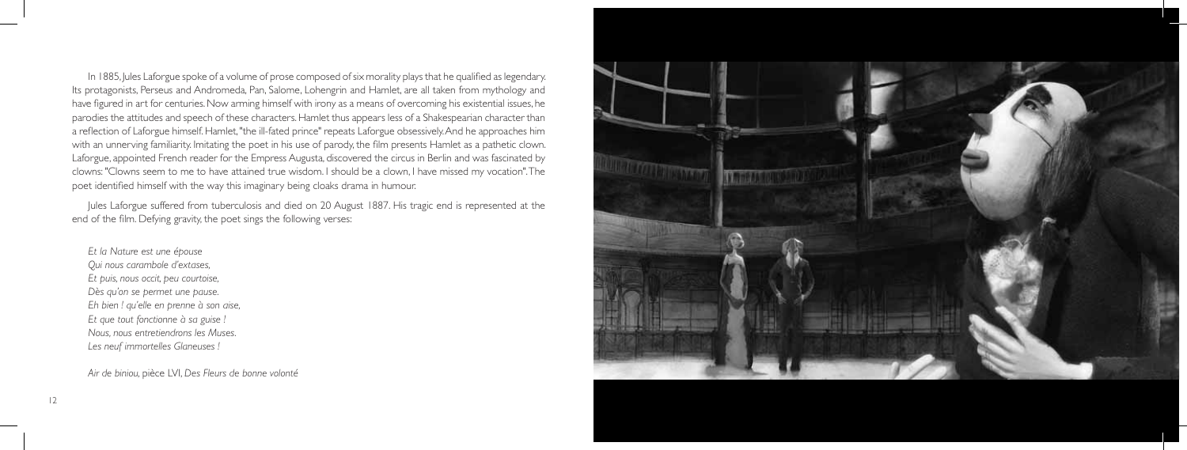In 1885, Jules Laforgue spoke of a volume of prose composed of six morality plays that he qualified as legendary. Its protagonists, Perseus and Andromeda, Pan, Salome, Lohengrin and Hamlet, are all taken from mythology and have figured in art for centuries. Now arming himself with irony as a means of overcoming his existential issues, he parodies the attitudes and speech of these characters. Hamlet thus appears less of a Shakespearian character than a reflection of Laforgue himself. Hamlet, "the ill-fated prince" repeats Laforgue obsessively. And he approaches him with an unnerving familiarity. Imitating the poet in his use of parody, the film presents Hamlet as a pathetic clown. Laforgue, appointed French reader for the Empress Augusta, discovered the circus in Berlin and was fascinated by clowns: "Clowns seem to me to have attained true wisdom. I should be a clown, I have missed my vocation". The poet identified himself with the way this imaginary being cloaks drama in humour.

Jules Laforgue suffered from tuberculosis and died on 20 August 1887. His tragic end is represented at the end of the film. Defying gravity, the poet sings the following verses:

*Et la Nature est une épouse*
*Qui nous carambole d'extases,*
*Et puis, nous occit, peu courtoise,*
*Dès qu'on se permet une pause.*
*Eh bien ! qu'elle en prenne à son aise,*
*Et que tout fonctionne à sa guise !*
*Nous, nous entretiendrons les Muses.*
*Les neuf immortelles Glaneuses !*

*Air de biniou*, pièce LVI, *Des Fleurs de bonne volonté*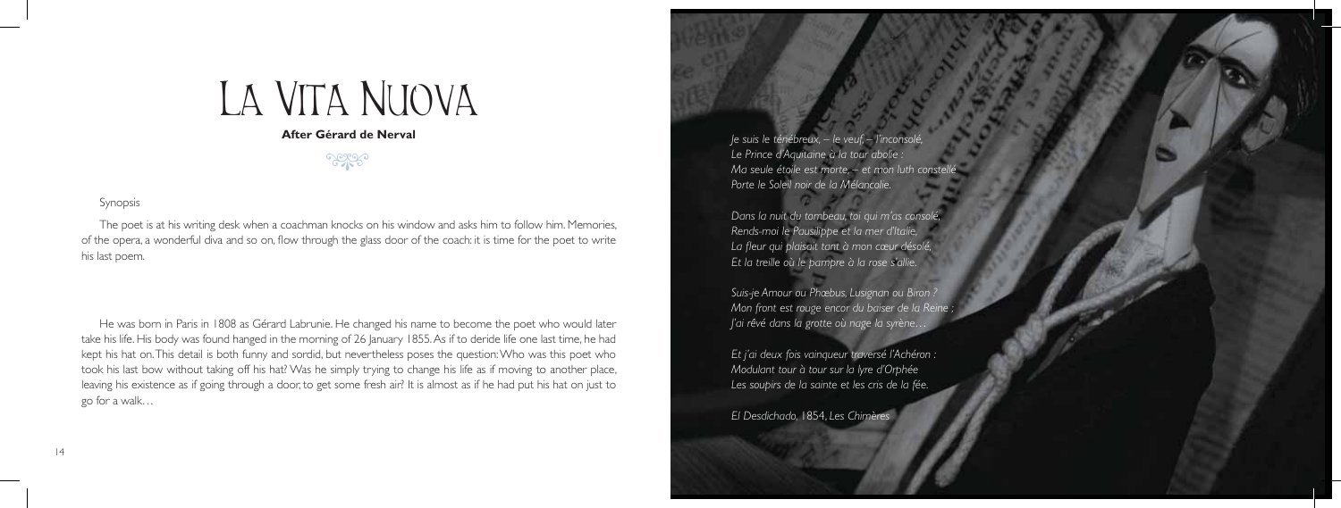# La Vita Nuova

**After Gérard de Nerval**

Synopsis

The poet is at his writing desk when a coachman knocks on his window and asks him to follow him. Memories, of the opera, a wonderful diva and so on, flow through the glass door of the coach: it is time for the poet to write his last poem.

He was born in Paris in 1808 as Gérard Labrunie. He changed his name to become the poet who would later take his life. His body was found hanged in the morning of 26 January 1855. As if to deride life one last time, he had kept his hat on. This detail is both funny and sordid, but nevertheless poses the question: Who was this poet who took his last bow without taking off his hat? Was he simply trying to change his life as if moving to another place, leaving his existence as if going through a door, to get some fresh air? It is almost as if he had put his hat on just to go for a walk…

*Je suis le ténébreux, – le veuf, – l'inconsolé,*
*Le Prince d'Aquitaine à la tour abolie :*
*Ma seule étoile est morte, – et mon luth constellé*
*Porte le Soleil noir de la Mélancolie.*

*Dans la nuit du tombeau, toi qui m'as consolé,*
*Rends-moi le Pausilippe et la mer d'Italie,*
*La fleur qui plaisait tant à mon cœur désolé,*
*Et la treille où le pampre à la rose s'allie.*

*Suis-je Amour ou Phœbus, Lusignan ou Biron ?*
*Mon front est rouge encor du baiser de la Reine ;*
*J'ai rêvé dans la grotte où nage la syrène…*

*Et j'ai deux fois vainqueur traversé l'Achéron :*
*Modulant tour à tour sur la lyre d'Orphée*
*Les soupirs de la sainte et les cris de la fée.*

*El Desdichado, 1854, Les Chimères*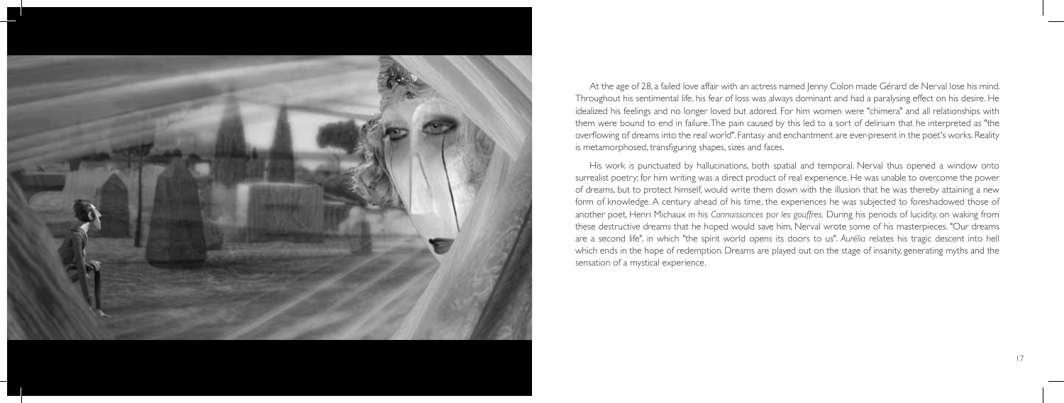At the age of 28, a failed love affair with an actress named Jenny Colon made Gérard de Nerval lose his mind. Throughout his sentimental life, his fear of loss was always dominant and had a paralysing effect on his desire. He idealized his feelings and no longer loved but adored. For him women were "chimera" and all relationships with them were bound to end in failure. The pain caused by this led to a sort of delirium that he interpreted as "the overflowing of dreams into the real world". Fantasy and enchantment are ever-present in the poet's works. Reality is metamorphosed, transfiguring shapes, sizes and faces.

His work is punctuated by hallucinations, both spatial and temporal. Nerval thus opened a window onto surrealist poetry; for him writing was a direct product of real experience. He was unable to overcome the power of dreams, but to protect himself, would write them down with the illusion that he was thereby attaining a new form of knowledge. A century ahead of his time, the experiences he was subjected to foreshadowed those of another poet, Henri Michaux in his *Connaissances par les gouffres*. During his periods of lucidity, on waking from these destructive dreams that he hoped would save him, Nerval wrote some of his masterpieces. "Our dreams are a second life", in which "the spirit world opens its doors to us". *Aurélia* relates his tragic descent into hell which ends in the hope of redemption. Dreams are played out on the stage of insanity, generating myths and the sensation of a mystical experience.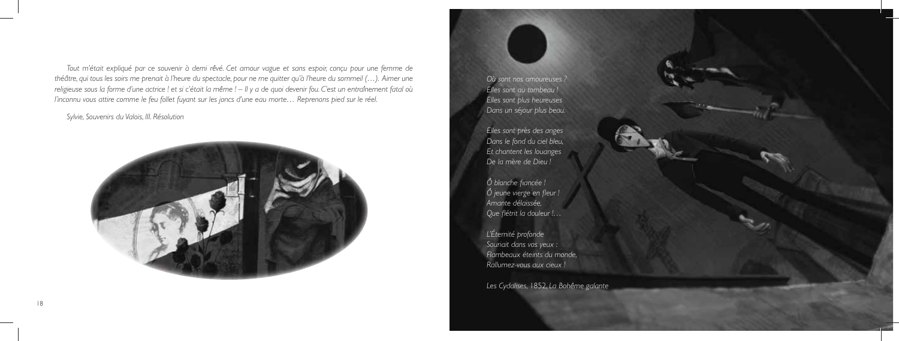*Tout m'était expliqué par ce souvenir à demi rêvé. Cet amour vague et sans espoir, conçu pour une femme de théâtre, qui tous les soirs me prenait à l'heure du spectacle, pour ne me quitter qu'à l'heure du sommeil (…). Aimer une religieuse sous la forme d'une actrice ! et si c'était la même ! – Il y a de quoi devenir fou. C'est un entraînement fatal où l'inconnu vous attire comme le feu follet fuyant sur les joncs d'une eau morte… Reprenons pied sur le réel.*

*Sylvie, Souvenirs du Valois, III. Résolution*

*Où sont nos amoureuses ?*
*Elles sont au tombeau !*
*Elles sont plus heureuses*
*Dans un séjour plus beau.*

*Elles sont près des anges*
*Dans le fond du ciel bleu,*
*Et chantent les louanges*
*De la mère de Dieu !*

*Ô blanche fiancée !*
*Ô jeune vierge en fleur !*
*Amante délaissée,*
*Que flétrit la douleur !…*

*L'Éternité profonde*
*Souriait dans vos yeux :*
*Flambeaux éteints du monde,*
*Rallumez-vous aux cieux !*

*Les Cydalises, 1852, La Bohême galante*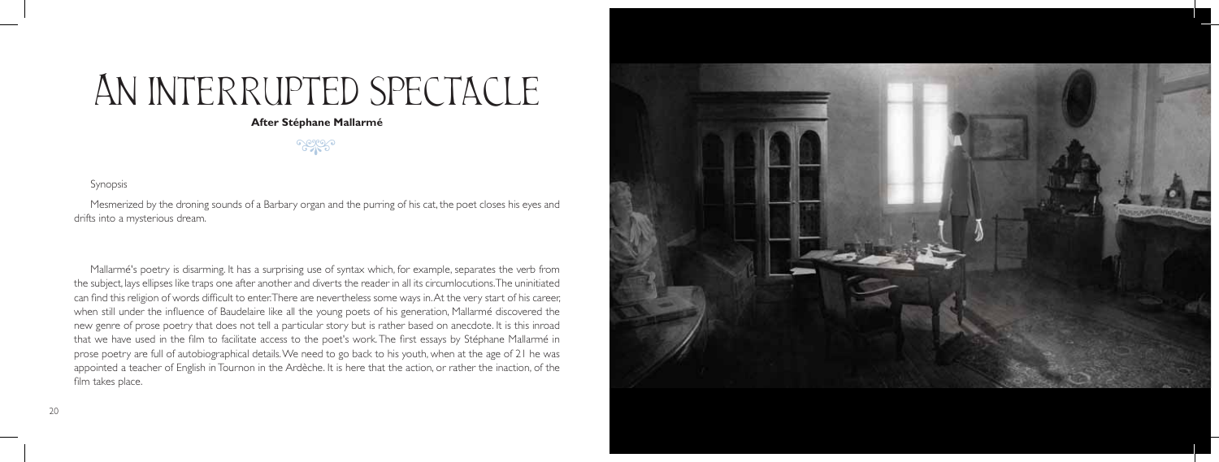# An Interrupted Spectacle

**After Stéphane Mallarmé**

Synopsis

Mesmerized by the droning sounds of a Barbary organ and the purring of his cat, the poet closes his eyes and drifts into a mysterious dream.

Mallarmé's poetry is disarming. It has a surprising use of syntax which, for example, separates the verb from the subject, lays ellipses like traps one after another and diverts the reader in all its circumlocutions. The uninitiated can find this religion of words difficult to enter. There are nevertheless some ways in. At the very start of his career, when still under the influence of Baudelaire like all the young poets of his generation, Mallarmé discovered the new genre of prose poetry that does not tell a particular story but is rather based on anecdote. It is this inroad that we have used in the film to facilitate access to the poet's work. The first essays by Stéphane Mallarmé in prose poetry are full of autobiographical details. We need to go back to his youth, when at the age of 21 he was appointed a teacher of English in Tournon in the Ardèche. It is here that the action, or rather the inaction, of the film takes place.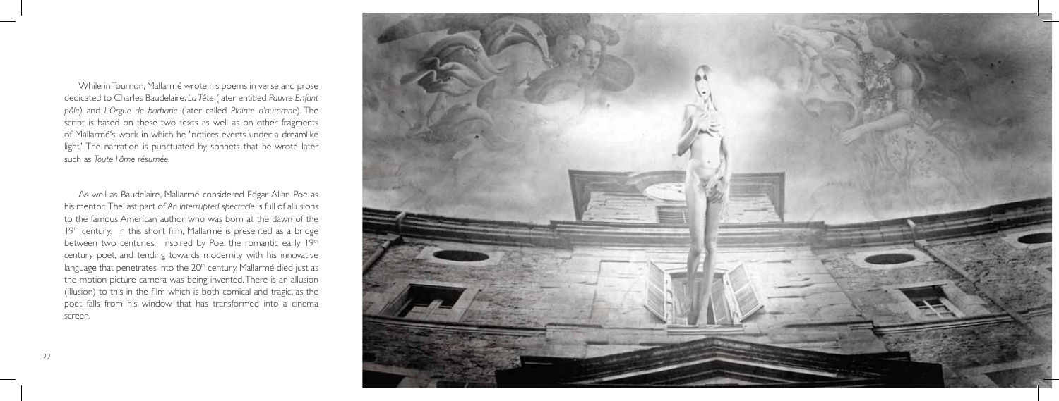While in Tournon, Mallarmé wrote his poems in verse and prose dedicated to Charles Baudelaire, *La Tête* (later entitled *Pauvre Enfant pâle)* and *L'Orgue de barbarie* (later called *Plainte d'automne*). The script is based on these two texts as well as on other fragments of Mallarmé's work in which he "notices events under a dreamlike light". The narration is punctuated by sonnets that he wrote later, such as *Toute l'âme résumée*.

As well as Baudelaire, Mallarmé considered Edgar Allan Poe as his mentor. The last part of *An interrupted spectacle* is full of allusions to the famous American author who was born at the dawn of the 19th century. In this short film, Mallarmé is presented as a bridge between two centuries: Inspired by Poe, the romantic early 19th century poet, and tending towards modernity with his innovative language that penetrates into the 20th century. Mallarmé died just as the motion picture camera was being invented. There is an allusion (illusion) to this in the film which is both comical and tragic, as the poet falls from his window that has transformed into a cinema screen.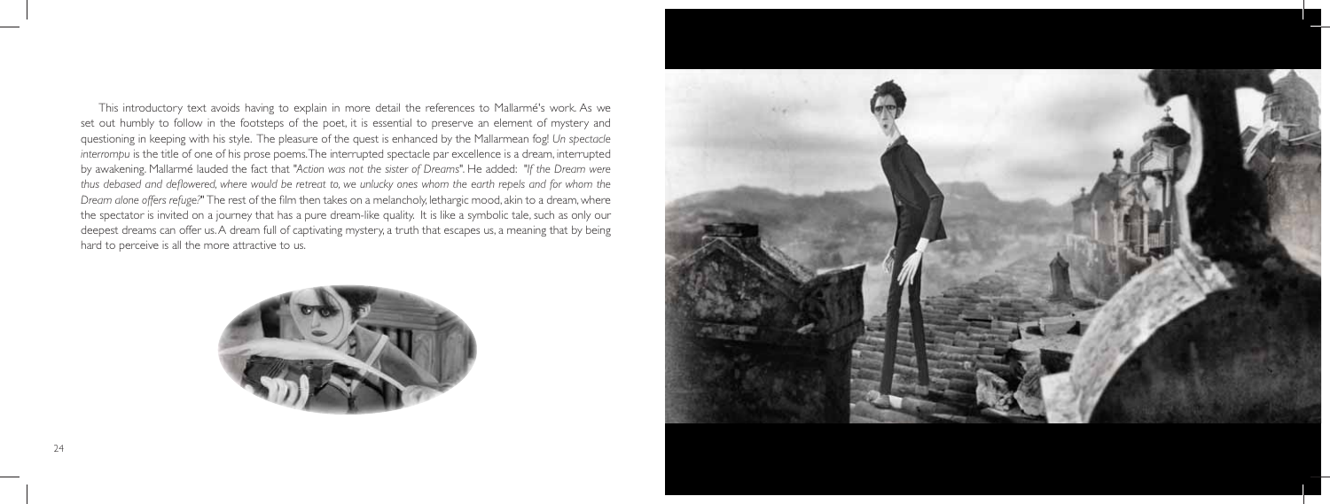This introductory text avoids having to explain in more detail the references to Mallarmé's work. As we set out humbly to follow in the footsteps of the poet, it is essential to preserve an element of mystery and questioning in keeping with his style. The pleasure of the quest is enhanced by the Mallarmean fog! *Un spectacle interrompu* is the title of one of his prose poems. The interrupted spectacle par excellence is a dream, interrupted by awakening. Mallarmé lauded the fact that "*Action was not the sister of Dreams*". He added: "*If the Dream were thus debased and deflowered, where would be retreat to, we unlucky ones whom the earth repels and for whom the Dream alone offers refuge?*" The rest of the film then takes on a melancholy, lethargic mood, akin to a dream, where the spectator is invited on a journey that has a pure dream-like quality. It is like a symbolic tale, such as only our deepest dreams can offer us. A dream full of captivating mystery, a truth that escapes us, a meaning that by being hard to perceive is all the more attractive to us.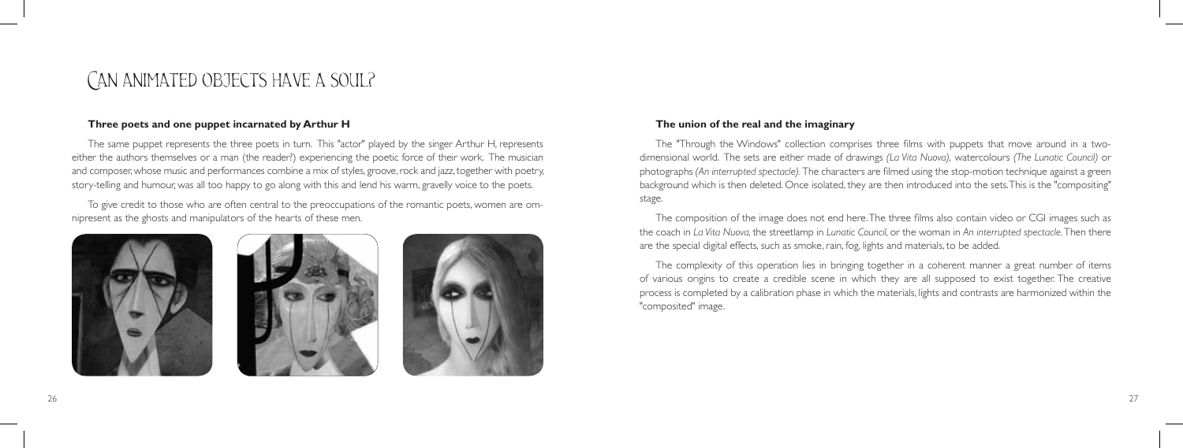# Can animated objects have a soul?

### Three poets and one puppet incarnated by Arthur H

The same puppet represents the three poets in turn. This "actor" played by the singer Arthur H, represents either the authors themselves or a man (the reader?) experiencing the poetic force of their work. The musician and composer, whose music and performances combine a mix of styles, groove, rock and jazz, together with poetry, story-telling and humour, was all too happy to go along with this and lend his warm, gravelly voice to the poets.

To give credit to those who are often central to the preoccupations of the romantic poets, women are omnipresent as the ghosts and manipulators of the hearts of these men.

### The union of the real and the imaginary

The "Through the Windows" collection comprises three films with puppets that move around in a two-dimensional world. The sets are either made of drawings *(La Vita Nuova)*, watercolours *(The Lunatic Council)* or photographs *(An interrupted spectacle)*. The characters are filmed using the stop-motion technique against a green background which is then deleted. Once isolated, they are then introduced into the sets. This is the "compositing" stage.

The composition of the image does not end here. The three films also contain video or CGI images such as the coach in *La Vita Nuova*, the streetlamp in *Lunatic Council*, or the woman in *An interrupted spectacle*. Then there are the special digital effects, such as smoke, rain, fog, lights and materials, to be added.

The complexity of this operation lies in bringing together in a coherent manner a great number of items of various origins to create a credible scene in which they are all supposed to exist together. The creative process is completed by a calibration phase in which the materials, lights and contrasts are harmonized within the "composited" image.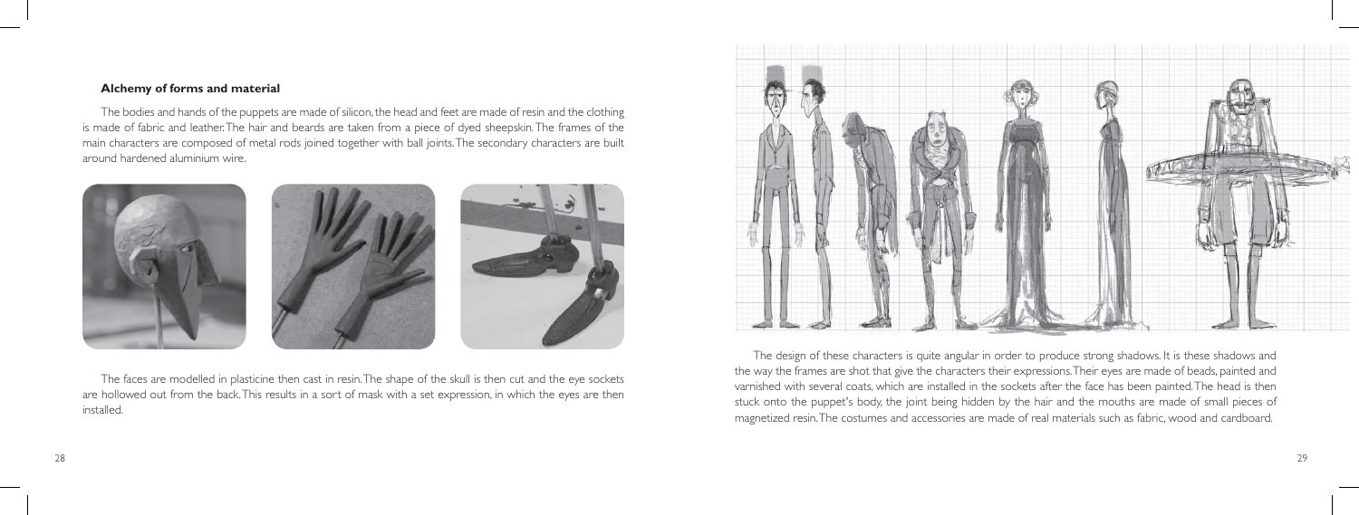### Alchemy of forms and material

The bodies and hands of the puppets are made of silicon, the head and feet are made of resin and the clothing is made of fabric and leather. The hair and beards are taken from a piece of dyed sheepskin. The frames of the main characters are composed of metal rods joined together with ball joints. The secondary characters are built around hardened aluminium wire.

The faces are modelled in plasticine then cast in resin. The shape of the skull is then cut and the eye sockets are hollowed out from the back. This results in a sort of mask with a set expression, in which the eyes are then installed.

The design of these characters is quite angular in order to produce strong shadows. It is these shadows and the way the frames are shot that give the characters their expressions. Their eyes are made of beads, painted and varnished with several coats, which are installed in the sockets after the face has been painted. The head is then stuck onto the puppet's body, the joint being hidden by the hair and the mouths are made of small pieces of magnetized resin. The costumes and accessories are made of real materials such as fabric, wood and cardboard.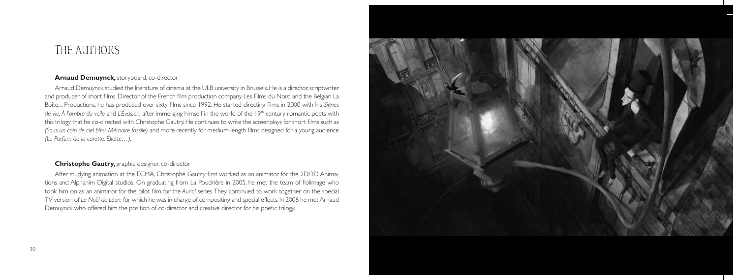# The Authors

**Arnaud Demuynck,** storyboard, co-director

Arnaud Demuynck studied the literature of cinema at the ULB university in Brussels. He is a director, scriptwriter and producer of short films. Director of the French film production company Les Films du Nord and the Belgian La Boîte,... Productions, he has produced over sixty films since 1992. He started directing films in 2000 with his *Signes de vie*, *À l'ombre du voile* and *L'Évasion*, after immerging himself in the world of the 19th century romantic poets with this trilogy that he co-directed with Christophe Gautry. He continues to write the screenplays for short films such as *(Sous un coin de ciel bleu, Mémoire fossile)* and more recently for medium-length films designed for a young audience *(Le Parfum de la carotte, Éliette…)*.

**Christophe Gautry,** graphic designer, co-director

After studying animation at the ECMA, Christophe Gautry first worked as an animator for the 2D/3D Animations and Alphanim Digital studios. On graduating from La Poudrière in 2005, he met the team of Folimage who took him on as an animator for the pilot film for the *Auriol* series. They continued to work together on the special TV version of *Le Noël de Léon*, for which he was in charge of compositing and special effects. In 2006 he met Arnaud Demuynck who offered him the position of co-director and creative director for his poetic trilogy.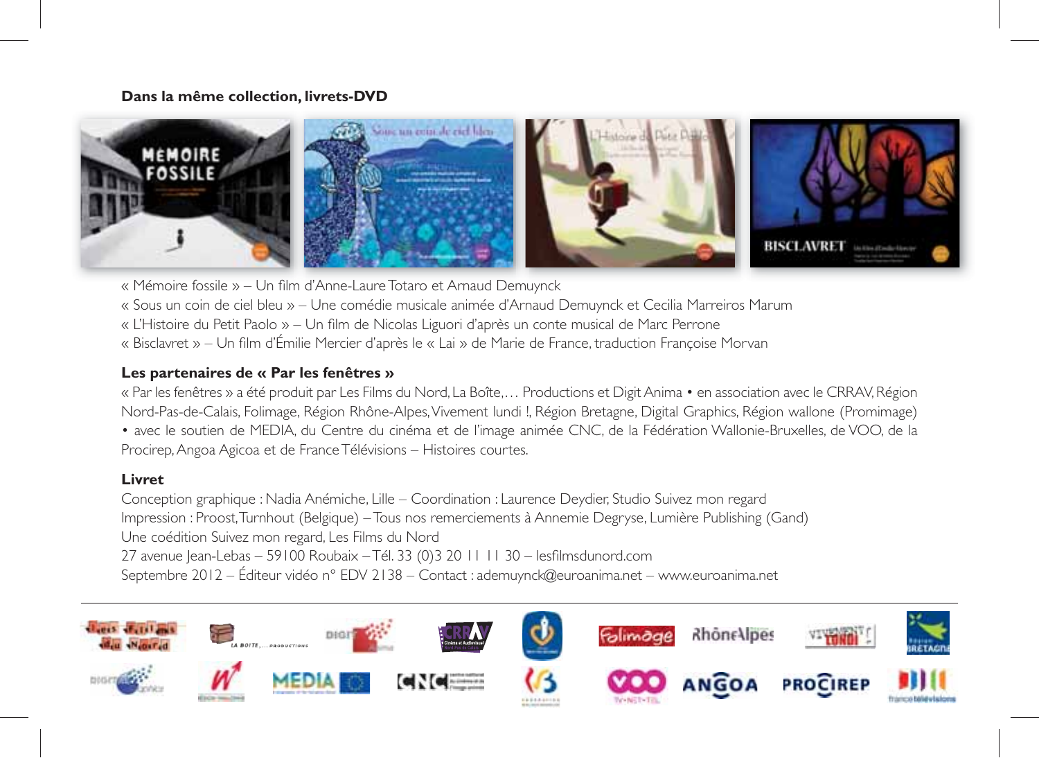**Dans la même collection, livrets-DVD**

« Mémoire fossile » – Un film d'Anne-Laure Totaro et Arnaud Demuynck
« Sous un coin de ciel bleu » – Une comédie musicale animée d'Arnaud Demuynck et Cecilia Marreiros Marum
« L'Histoire du Petit Paolo » – Un film de Nicolas Liguori d'après un conte musical de Marc Perrone
« Bisclavret » – Un film d'Émilie Mercier d'après le « Lai » de Marie de France, traduction Françoise Morvan

## Les partenaires de « Par les fenêtres »

« Par les fenêtres » a été produit par Les Films du Nord, La Boîte,… Productions et Digit Anima • en association avec le CRRAV, Région Nord-Pas-de-Calais, Folimage, Région Rhône-Alpes, Vivement lundi !, Région Bretagne, Digital Graphics, Région wallone (Promimage) • avec le soutien de MEDIA, du Centre du cinéma et de l'image animée CNC, de la Fédération Wallonie-Bruxelles, de VOO, de la Procirep, Angoa Agicoa et de France Télévisions – Histoires courtes.

## Livret

Conception graphique : Nadia Anémiche, Lille – Coordination : Laurence Deydier, Studio Suivez mon regard
Impression : Proost, Turnhout (Belgique) – Tous nos remerciements à Annemie Degryse, Lumière Publishing (Gand)
Une coédition Suivez mon regard, Les Films du Nord
27 avenue Jean-Lebas – 59100 Roubaix – Tél. 33 (0)3 20 11 11 30 – lesfilmsdunord.com
Septembre 2012 – Éditeur vidéo n° EDV 2138 – Contact : ademuynck@euroanima.net – www.euroanima.net